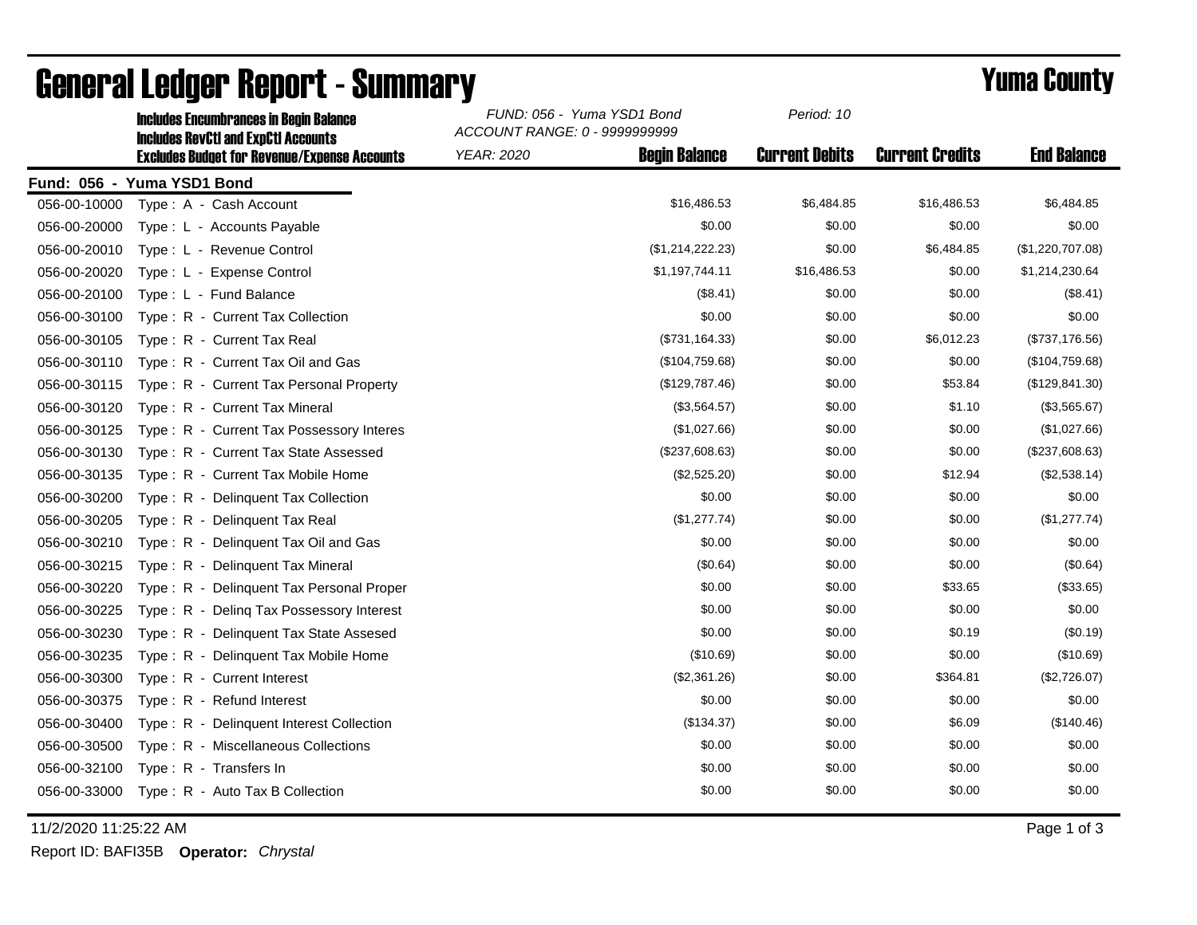# General Ledger Report - Summary

## Yuma County

**Includes Encumbrances in Begin Balance**
**Includes RevCtl and ExpCtl Accounts**
**Excludes Budget for Revenue/Expense Accounts**

*FUND: 056 - Yuma YSD1 Bond*
*ACCOUNT RANGE: 0 - 9999999999*
*YEAR: 2020*
*Period: 10*

**Fund: 056 - Yuma YSD1 Bond**

| Account | Description | Begin Balance | Current Debits | Current Credits | End Balance |
|---|---|---|---|---|---|
| 056-00-10000 | Type : A - Cash Account | $16,486.53 | $6,484.85 | $16,486.53 | $6,484.85 |
| 056-00-20000 | Type : L - Accounts Payable | $0.00 | $0.00 | $0.00 | $0.00 |
| 056-00-20010 | Type : L - Revenue Control | ($1,214,222.23) | $0.00 | $6,484.85 | ($1,220,707.08) |
| 056-00-20020 | Type : L - Expense Control | $1,197,744.11 | $16,486.53 | $0.00 | $1,214,230.64 |
| 056-00-20100 | Type : L - Fund Balance | ($8.41) | $0.00 | $0.00 | ($8.41) |
| 056-00-30100 | Type : R - Current Tax Collection | $0.00 | $0.00 | $0.00 | $0.00 |
| 056-00-30105 | Type : R - Current Tax Real | ($731,164.33) | $0.00 | $6,012.23 | ($737,176.56) |
| 056-00-30110 | Type : R - Current Tax Oil and Gas | ($104,759.68) | $0.00 | $0.00 | ($104,759.68) |
| 056-00-30115 | Type : R - Current Tax Personal Property | ($129,787.46) | $0.00 | $53.84 | ($129,841.30) |
| 056-00-30120 | Type : R - Current Tax Mineral | ($3,564.57) | $0.00 | $1.10 | ($3,565.67) |
| 056-00-30125 | Type : R - Current Tax Possessory Interes | ($1,027.66) | $0.00 | $0.00 | ($1,027.66) |
| 056-00-30130 | Type : R - Current Tax State Assessed | ($237,608.63) | $0.00 | $0.00 | ($237,608.63) |
| 056-00-30135 | Type : R - Current Tax Mobile Home | ($2,525.20) | $0.00 | $12.94 | ($2,538.14) |
| 056-00-30200 | Type : R - Delinquent Tax Collection | $0.00 | $0.00 | $0.00 | $0.00 |
| 056-00-30205 | Type : R - Delinquent Tax Real | ($1,277.74) | $0.00 | $0.00 | ($1,277.74) |
| 056-00-30210 | Type : R - Delinquent Tax Oil and Gas | $0.00 | $0.00 | $0.00 | $0.00 |
| 056-00-30215 | Type : R - Delinquent Tax Mineral | ($0.64) | $0.00 | $0.00 | ($0.64) |
| 056-00-30220 | Type : R - Delinquent Tax Personal Proper | $0.00 | $0.00 | $33.65 | ($33.65) |
| 056-00-30225 | Type : R - Delinq Tax Possessory Interest | $0.00 | $0.00 | $0.00 | $0.00 |
| 056-00-30230 | Type : R - Delinquent Tax State Assesed | $0.00 | $0.00 | $0.19 | ($0.19) |
| 056-00-30235 | Type : R - Delinquent Tax Mobile Home | ($10.69) | $0.00 | $0.00 | ($10.69) |
| 056-00-30300 | Type : R - Current Interest | ($2,361.26) | $0.00 | $364.81 | ($2,726.07) |
| 056-00-30375 | Type : R - Refund Interest | $0.00 | $0.00 | $0.00 | $0.00 |
| 056-00-30400 | Type : R - Delinquent Interest Collection | ($134.37) | $0.00 | $6.09 | ($140.46) |
| 056-00-30500 | Type : R - Miscellaneous Collections | $0.00 | $0.00 | $0.00 | $0.00 |
| 056-00-32100 | Type : R - Transfers In | $0.00 | $0.00 | $0.00 | $0.00 |
| 056-00-33000 | Type : R - Auto Tax B Collection | $0.00 | $0.00 | $0.00 | $0.00 |

11/2/2020 11:25:22 AM

Report ID: BAFI35B **Operator:** *Chrystal*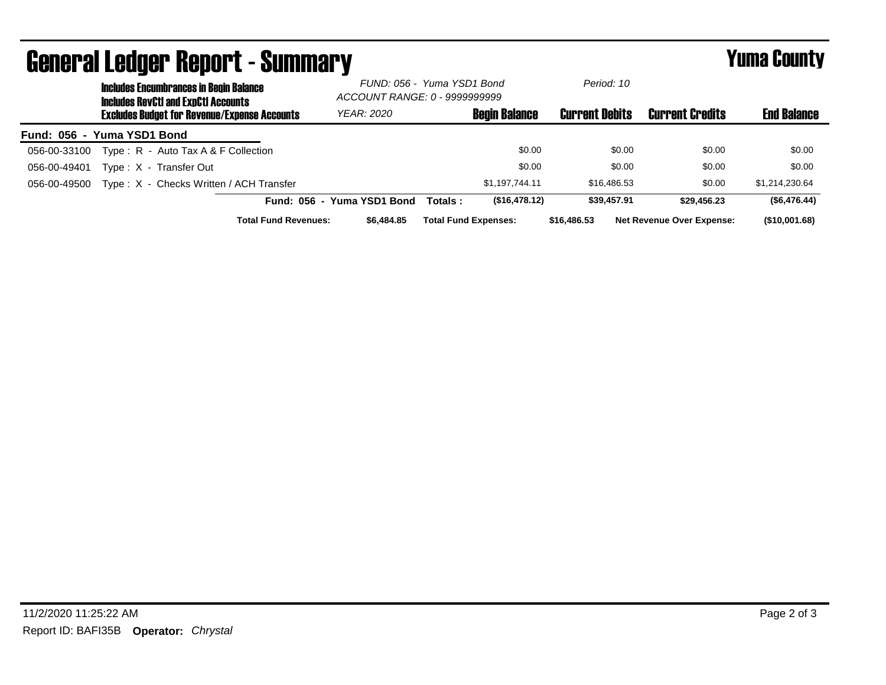# General Ledger Report - Summary

## Yuma County

**Includes Encumbrances in Begin Balance**
**Includes RevCtl and ExpCtl Accounts**
**Excludes Budget for Revenue/Expense Accounts**

*FUND: 056 - Yuma YSD1 Bond*
*ACCOUNT RANGE: 0 - 9999999999*
*YEAR: 2020*
*Period: 10*

| | | Begin Balance | Current Debits | Current Credits | End Balance |
|---|---|---|---|---|---|
| **Fund: 056 - Yuma YSD1 Bond** | | | | | |
| 056-00-33100 | Type : R - Auto Tax A & F Collection | $0.00 | $0.00 | $0.00 | $0.00 |
| 056-00-49401 | Type : X - Transfer Out | $0.00 | $0.00 | $0.00 | $0.00 |
| 056-00-49500 | Type : X - Checks Written / ACH Transfer | $1,197,744.11 | $16,486.53 | $0.00 | $1,214,230.64 |
| | **Fund: 056 - Yuma YSD1 Bond Totals :** | **($16,478.12)** | **$39,457.91** | **$29,456.23** | **($6,476.44)** |

**Total Fund Revenues:** **$6,484.85** **Total Fund Expenses:** **$16,486.53** **Net Revenue Over Expense:** **($10,001.68)**

11/2/2020 11:25:22 AM
Report ID: BAFI35B **Operator:** *Chrystal*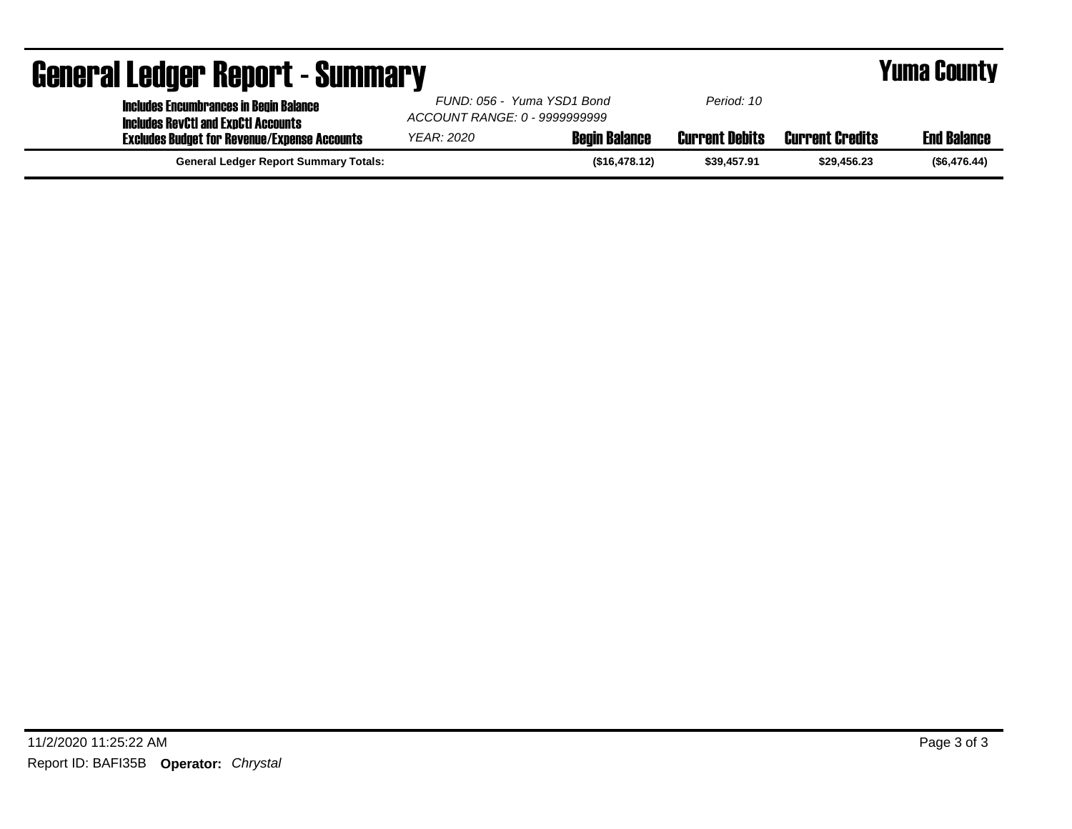# General Ledger Report - Summary

**Yuma County**

**Includes Encumbrances in Begin Balance**
**Includes RevCtl and ExpCtl Accounts**
**Excludes Budget for Revenue/Expense Accounts**

*FUND: 056 - Yuma YSD1 Bond*
*ACCOUNT RANGE: 0 - 9999999999*
*YEAR: 2020*

*Period: 10*

| | Begin Balance | Current Debits | Current Credits | End Balance |
|---|---|---|---|---|
| **General Ledger Report Summary Totals:** | **($16,478.12)** | **$39,457.91** | **$29,456.23** | **($6,476.44)** |

11/2/2020 11:25:22 AM

Report ID: BAFI35B **Operator:** *Chrystal*